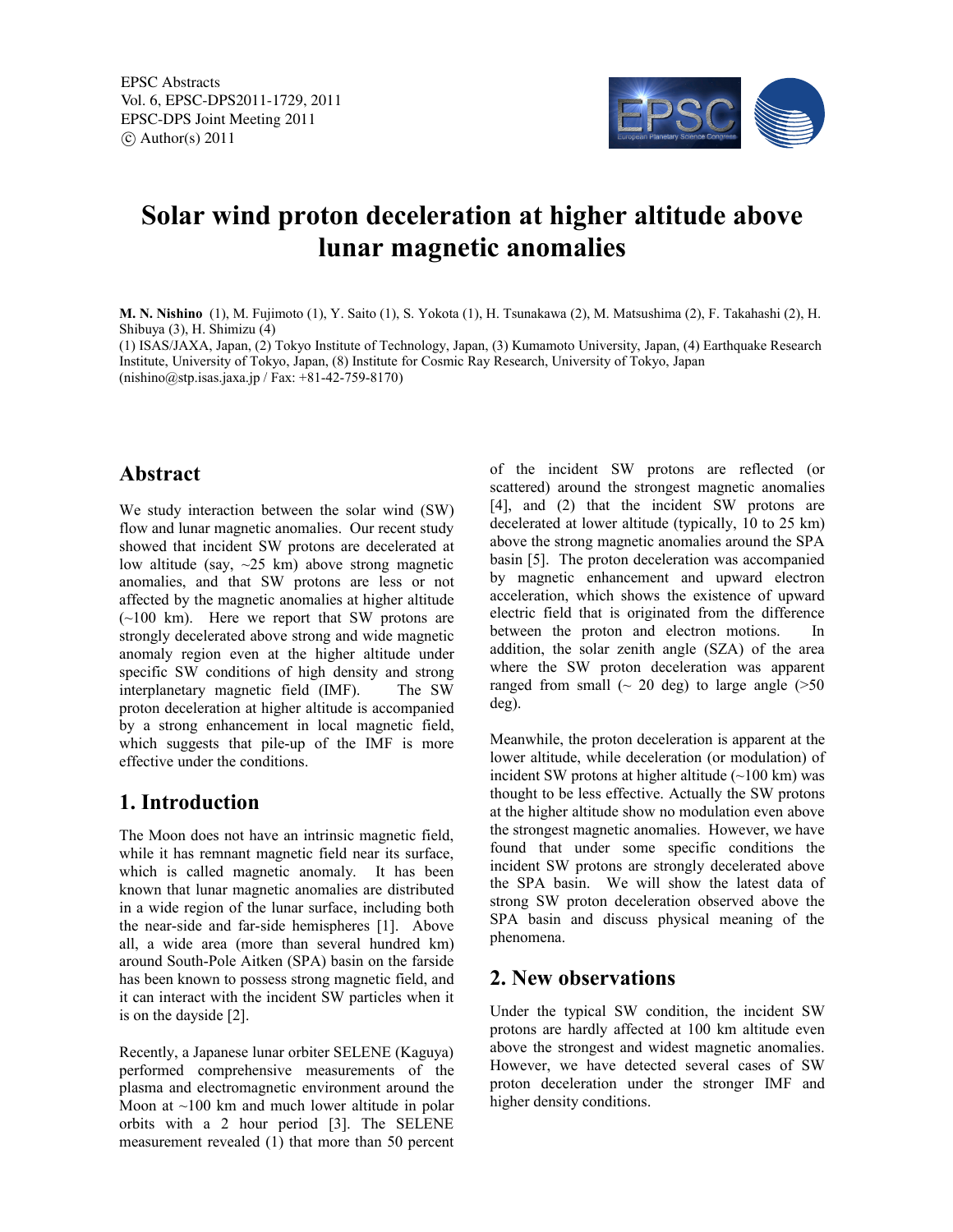EPSC Abstracts
Vol. 6, EPSC-DPS2011-1729, 2011
EPSC-DPS Joint Meeting 2011
© Author(s) 2011

# Solar wind proton deceleration at higher altitude above lunar magnetic anomalies

**M. N. Nishino** (1), M. Fujimoto (1), Y. Saito (1), S. Yokota (1), H. Tsunakawa (2), M. Matsushima (2), F. Takahashi (2), H. Shibuya (3), H. Shimizu (4)
(1) ISAS/JAXA, Japan, (2) Tokyo Institute of Technology, Japan, (3) Kumamoto University, Japan, (4) Earthquake Research Institute, University of Tokyo, Japan, (8) Institute for Cosmic Ray Research, University of Tokyo, Japan
(nishino@stp.isas.jaxa.jp / Fax: +81-42-759-8170)

## Abstract

We study interaction between the solar wind (SW) flow and lunar magnetic anomalies. Our recent study showed that incident SW protons are decelerated at low altitude (say, ~25 km) above strong magnetic anomalies, and that SW protons are less or not affected by the magnetic anomalies at higher altitude (~100 km). Here we report that SW protons are strongly decelerated above strong and wide magnetic anomaly region even at the higher altitude under specific SW conditions of high density and strong interplanetary magnetic field (IMF). The SW proton deceleration at higher altitude is accompanied by a strong enhancement in local magnetic field, which suggests that pile-up of the IMF is more effective under the conditions.

## 1. Introduction

The Moon does not have an intrinsic magnetic field, while it has remnant magnetic field near its surface, which is called magnetic anomaly. It has been known that lunar magnetic anomalies are distributed in a wide region of the lunar surface, including both the near-side and far-side hemispheres [1]. Above all, a wide area (more than several hundred km) around South-Pole Aitken (SPA) basin on the farside has been known to possess strong magnetic field, and it can interact with the incident SW particles when it is on the dayside [2].

Recently, a Japanese lunar orbiter SELENE (Kaguya) performed comprehensive measurements of the plasma and electromagnetic environment around the Moon at ~100 km and much lower altitude in polar orbits with a 2 hour period [3]. The SELENE measurement revealed (1) that more than 50 percent of the incident SW protons are reflected (or scattered) around the strongest magnetic anomalies [4], and (2) that the incident SW protons are decelerated at lower altitude (typically, 10 to 25 km) above the strong magnetic anomalies around the SPA basin [5]. The proton deceleration was accompanied by magnetic enhancement and upward electron acceleration, which shows the existence of upward electric field that is originated from the difference between the proton and electron motions. In addition, the solar zenith angle (SZA) of the area where the SW proton deceleration was apparent ranged from small (~ 20 deg) to large angle (>50 deg).

Meanwhile, the proton deceleration is apparent at the lower altitude, while deceleration (or modulation) of incident SW protons at higher altitude (~100 km) was thought to be less effective. Actually the SW protons at the higher altitude show no modulation even above the strongest magnetic anomalies. However, we have found that under some specific conditions the incident SW protons are strongly decelerated above the SPA basin. We will show the latest data of strong SW proton deceleration observed above the SPA basin and discuss physical meaning of the phenomena.

## 2. New observations

Under the typical SW condition, the incident SW protons are hardly affected at 100 km altitude even above the strongest and widest magnetic anomalies. However, we have detected several cases of SW proton deceleration under the stronger IMF and higher density conditions.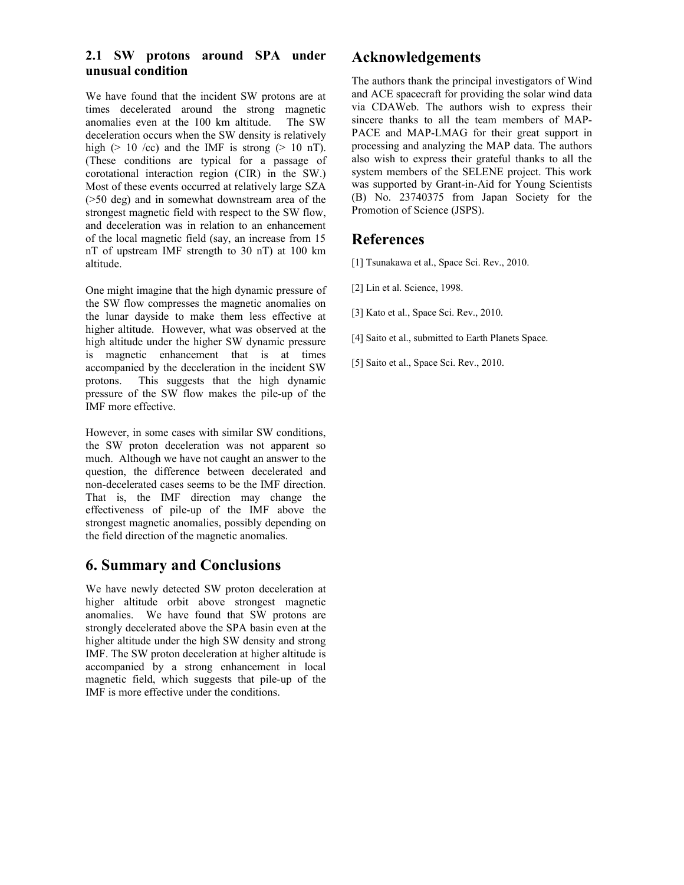### 2.1 SW protons around SPA under unusual condition

We have found that the incident SW protons are at times decelerated around the strong magnetic anomalies even at the 100 km altitude. The SW deceleration occurs when the SW density is relatively high (> 10 /cc) and the IMF is strong (> 10 nT). (These conditions are typical for a passage of corotational interaction region (CIR) in the SW.) Most of these events occurred at relatively large SZA (>50 deg) and in somewhat downstream area of the strongest magnetic field with respect to the SW flow, and deceleration was in relation to an enhancement of the local magnetic field (say, an increase from 15 nT of upstream IMF strength to 30 nT) at 100 km altitude.

One might imagine that the high dynamic pressure of the SW flow compresses the magnetic anomalies on the lunar dayside to make them less effective at higher altitude. However, what was observed at the high altitude under the higher SW dynamic pressure is magnetic enhancement that is at times accompanied by the deceleration in the incident SW protons. This suggests that the high dynamic pressure of the SW flow makes the pile-up of the IMF more effective.

However, in some cases with similar SW conditions, the SW proton deceleration was not apparent so much. Although we have not caught an answer to the question, the difference between decelerated and non-decelerated cases seems to be the IMF direction. That is, the IMF direction may change the effectiveness of pile-up of the IMF above the strongest magnetic anomalies, possibly depending on the field direction of the magnetic anomalies.

## 6. Summary and Conclusions

We have newly detected SW proton deceleration at higher altitude orbit above strongest magnetic anomalies. We have found that SW protons are strongly decelerated above the SPA basin even at the higher altitude under the high SW density and strong IMF. The SW proton deceleration at higher altitude is accompanied by a strong enhancement in local magnetic field, which suggests that pile-up of the IMF is more effective under the conditions.

## Acknowledgements

The authors thank the principal investigators of Wind and ACE spacecraft for providing the solar wind data via CDAWeb. The authors wish to express their sincere thanks to all the team members of MAP-PACE and MAP-LMAG for their great support in processing and analyzing the MAP data. The authors also wish to express their grateful thanks to all the system members of the SELENE project. This work was supported by Grant-in-Aid for Young Scientists (B) No. 23740375 from Japan Society for the Promotion of Science (JSPS).

## References

[1] Tsunakawa et al., Space Sci. Rev., 2010.

[2] Lin et al. Science, 1998.

[3] Kato et al., Space Sci. Rev., 2010.

[4] Saito et al., submitted to Earth Planets Space.

[5] Saito et al., Space Sci. Rev., 2010.